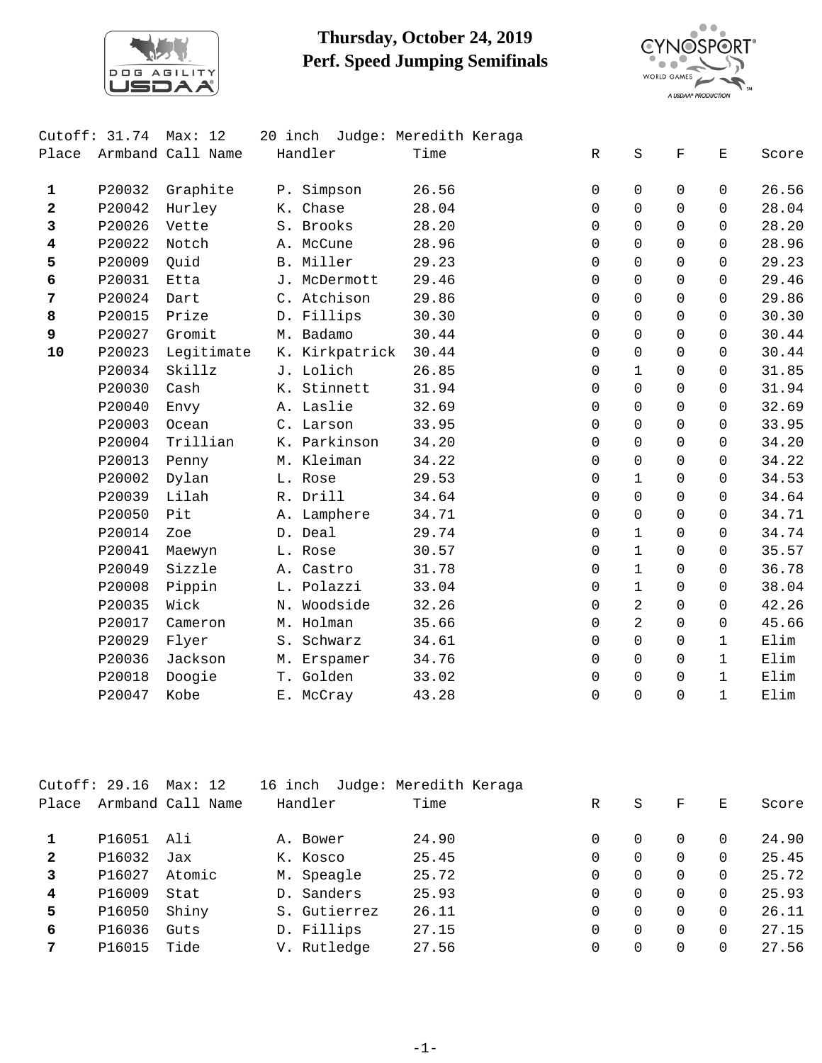# Thursday, October 24, 2019
# Perf. Speed Jumping Semifinals

Cutoff: 31.74 Max: 12 20 inch Judge: Meredith Keraga

| Place | Armband | Call Name | Handler | Time | R | S | F | E | Score |
|---|---|---|---|---|---|---|---|---|---|
| **1** | P20032 | Graphite | P. Simpson | 26.56 | 0 | 0 | 0 | 0 | 26.56 |
| **2** | P20042 | Hurley | K. Chase | 28.04 | 0 | 0 | 0 | 0 | 28.04 |
| **3** | P20026 | Vette | S. Brooks | 28.20 | 0 | 0 | 0 | 0 | 28.20 |
| **4** | P20022 | Notch | A. McCune | 28.96 | 0 | 0 | 0 | 0 | 28.96 |
| **5** | P20009 | Quid | B. Miller | 29.23 | 0 | 0 | 0 | 0 | 29.23 |
| **6** | P20031 | Etta | J. McDermott | 29.46 | 0 | 0 | 0 | 0 | 29.46 |
| **7** | P20024 | Dart | C. Atchison | 29.86 | 0 | 0 | 0 | 0 | 29.86 |
| **8** | P20015 | Prize | D. Fillips | 30.30 | 0 | 0 | 0 | 0 | 30.30 |
| **9** | P20027 | Gromit | M. Badamo | 30.44 | 0 | 0 | 0 | 0 | 30.44 |
| **10** | P20023 | Legitimate | K. Kirkpatrick | 30.44 | 0 | 0 | 0 | 0 | 30.44 |
| | P20034 | Skillz | J. Lolich | 26.85 | 0 | 1 | 0 | 0 | 31.85 |
| | P20030 | Cash | K. Stinnett | 31.94 | 0 | 0 | 0 | 0 | 31.94 |
| | P20040 | Envy | A. Laslie | 32.69 | 0 | 0 | 0 | 0 | 32.69 |
| | P20003 | Ocean | C. Larson | 33.95 | 0 | 0 | 0 | 0 | 33.95 |
| | P20004 | Trillian | K. Parkinson | 34.20 | 0 | 0 | 0 | 0 | 34.20 |
| | P20013 | Penny | M. Kleiman | 34.22 | 0 | 0 | 0 | 0 | 34.22 |
| | P20002 | Dylan | L. Rose | 29.53 | 0 | 1 | 0 | 0 | 34.53 |
| | P20039 | Lilah | R. Drill | 34.64 | 0 | 0 | 0 | 0 | 34.64 |
| | P20050 | Pit | A. Lamphere | 34.71 | 0 | 0 | 0 | 0 | 34.71 |
| | P20014 | Zoe | D. Deal | 29.74 | 0 | 1 | 0 | 0 | 34.74 |
| | P20041 | Maewyn | L. Rose | 30.57 | 0 | 1 | 0 | 0 | 35.57 |
| | P20049 | Sizzle | A. Castro | 31.78 | 0 | 1 | 0 | 0 | 36.78 |
| | P20008 | Pippin | L. Polazzi | 33.04 | 0 | 1 | 0 | 0 | 38.04 |
| | P20035 | Wick | N. Woodside | 32.26 | 0 | 2 | 0 | 0 | 42.26 |
| | P20017 | Cameron | M. Holman | 35.66 | 0 | 2 | 0 | 0 | 45.66 |
| | P20029 | Flyer | S. Schwarz | 34.61 | 0 | 0 | 0 | 1 | Elim |
| | P20036 | Jackson | M. Erspamer | 34.76 | 0 | 0 | 0 | 1 | Elim |
| | P20018 | Doogie | T. Golden | 33.02 | 0 | 0 | 0 | 1 | Elim |
| | P20047 | Kobe | E. McCray | 43.28 | 0 | 0 | 0 | 1 | Elim |

Cutoff: 29.16 Max: 12 16 inch Judge: Meredith Keraga

| Place | Armband | Call Name | Handler | Time | R | S | F | E | Score |
|---|---|---|---|---|---|---|---|---|---|
| **1** | P16051 | Ali | A. Bower | 24.90 | 0 | 0 | 0 | 0 | 24.90 |
| **2** | P16032 | Jax | K. Kosco | 25.45 | 0 | 0 | 0 | 0 | 25.45 |
| **3** | P16027 | Atomic | M. Speagle | 25.72 | 0 | 0 | 0 | 0 | 25.72 |
| **4** | P16009 | Stat | D. Sanders | 25.93 | 0 | 0 | 0 | 0 | 25.93 |
| **5** | P16050 | Shiny | S. Gutierrez | 26.11 | 0 | 0 | 0 | 0 | 26.11 |
| **6** | P16036 | Guts | D. Fillips | 27.15 | 0 | 0 | 0 | 0 | 27.15 |
| **7** | P16015 | Tide | V. Rutledge | 27.56 | 0 | 0 | 0 | 0 | 27.56 |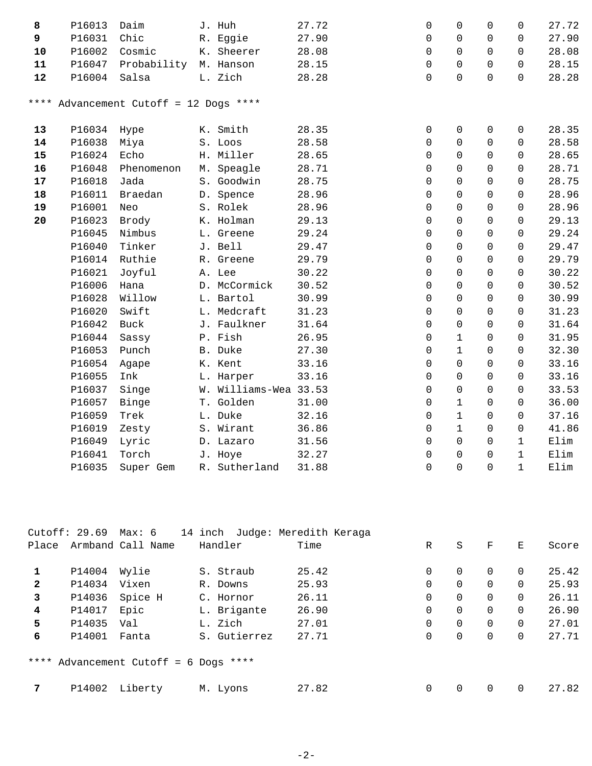| Place | Armband | Call Name | Handler | Time | R | S | F | E | Score |
|---|---|---|---|---|---|---|---|---|---|
| **8** | P16013 | Daim | J. Huh | 27.72 | 0 | 0 | 0 | 0 | 27.72 |
| **9** | P16031 | Chic | R. Eggie | 27.90 | 0 | 0 | 0 | 0 | 27.90 |
| **10** | P16002 | Cosmic | K. Sheerer | 28.08 | 0 | 0 | 0 | 0 | 28.08 |
| **11** | P16047 | Probability | M. Hanson | 28.15 | 0 | 0 | 0 | 0 | 28.15 |
| **12** | P16004 | Salsa | L. Zich | 28.28 | 0 | 0 | 0 | 0 | 28.28 |

**** Advancement Cutoff = 12 Dogs ****

| Place | Armband | Call Name | Handler | Time | R | S | F | E | Score |
|---|---|---|---|---|---|---|---|---|---|
| **13** | P16034 | Hype | K. Smith | 28.35 | 0 | 0 | 0 | 0 | 28.35 |
| **14** | P16038 | Miya | S. Loos | 28.58 | 0 | 0 | 0 | 0 | 28.58 |
| **15** | P16024 | Echo | H. Miller | 28.65 | 0 | 0 | 0 | 0 | 28.65 |
| **16** | P16048 | Phenomenon | M. Speagle | 28.71 | 0 | 0 | 0 | 0 | 28.71 |
| **17** | P16018 | Jada | S. Goodwin | 28.75 | 0 | 0 | 0 | 0 | 28.75 |
| **18** | P16011 | Braedan | D. Spence | 28.96 | 0 | 0 | 0 | 0 | 28.96 |
| **19** | P16001 | Neo | S. Rolek | 28.96 | 0 | 0 | 0 | 0 | 28.96 |
| **20** | P16023 | Brody | K. Holman | 29.13 | 0 | 0 | 0 | 0 | 29.13 |
| | P16045 | Nimbus | L. Greene | 29.24 | 0 | 0 | 0 | 0 | 29.24 |
| | P16040 | Tinker | J. Bell | 29.47 | 0 | 0 | 0 | 0 | 29.47 |
| | P16014 | Ruthie | R. Greene | 29.79 | 0 | 0 | 0 | 0 | 29.79 |
| | P16021 | Joyful | A. Lee | 30.22 | 0 | 0 | 0 | 0 | 30.22 |
| | P16006 | Hana | D. McCormick | 30.52 | 0 | 0 | 0 | 0 | 30.52 |
| | P16028 | Willow | L. Bartol | 30.99 | 0 | 0 | 0 | 0 | 30.99 |
| | P16020 | Swift | L. Medcraft | 31.23 | 0 | 0 | 0 | 0 | 31.23 |
| | P16042 | Buck | J. Faulkner | 31.64 | 0 | 0 | 0 | 0 | 31.64 |
| | P16044 | Sassy | P. Fish | 26.95 | 0 | 1 | 0 | 0 | 31.95 |
| | P16053 | Punch | B. Duke | 27.30 | 0 | 1 | 0 | 0 | 32.30 |
| | P16054 | Agape | K. Kent | 33.16 | 0 | 0 | 0 | 0 | 33.16 |
| | P16055 | Ink | L. Harper | 33.16 | 0 | 0 | 0 | 0 | 33.16 |
| | P16037 | Singe | W. Williams-Wea | 33.53 | 0 | 0 | 0 | 0 | 33.53 |
| | P16057 | Binge | T. Golden | 31.00 | 0 | 1 | 0 | 0 | 36.00 |
| | P16059 | Trek | L. Duke | 32.16 | 0 | 1 | 0 | 0 | 37.16 |
| | P16019 | Zesty | S. Wirant | 36.86 | 0 | 1 | 0 | 0 | 41.86 |
| | P16049 | Lyric | D. Lazaro | 31.56 | 0 | 0 | 0 | 1 | Elim |
| | P16041 | Torch | J. Hoye | 32.27 | 0 | 0 | 0 | 1 | Elim |
| | P16035 | Super Gem | R. Sutherland | 31.88 | 0 | 0 | 0 | 1 | Elim |

Cutoff: 29.69 Max: 6 14 inch Judge: Meredith Keraga

| Place | Armband | Call Name | Handler | Time | R | S | F | E | Score |
|---|---|---|---|---|---|---|---|---|---|
| **1** | P14004 | Wylie | S. Straub | 25.42 | 0 | 0 | 0 | 0 | 25.42 |
| **2** | P14034 | Vixen | R. Downs | 25.93 | 0 | 0 | 0 | 0 | 25.93 |
| **3** | P14036 | Spice H | C. Hornor | 26.11 | 0 | 0 | 0 | 0 | 26.11 |
| **4** | P14017 | Epic | L. Brigante | 26.90 | 0 | 0 | 0 | 0 | 26.90 |
| **5** | P14035 | Val | L. Zich | 27.01 | 0 | 0 | 0 | 0 | 27.01 |
| **6** | P14001 | Fanta | S. Gutierrez | 27.71 | 0 | 0 | 0 | 0 | 27.71 |

**** Advancement Cutoff = 6 Dogs ****

| Place | Armband | Call Name | Handler | Time | R | S | F | E | Score |
|---|---|---|---|---|---|---|---|---|---|
| **7** | P14002 | Liberty | M. Lyons | 27.82 | 0 | 0 | 0 | 0 | 27.82 |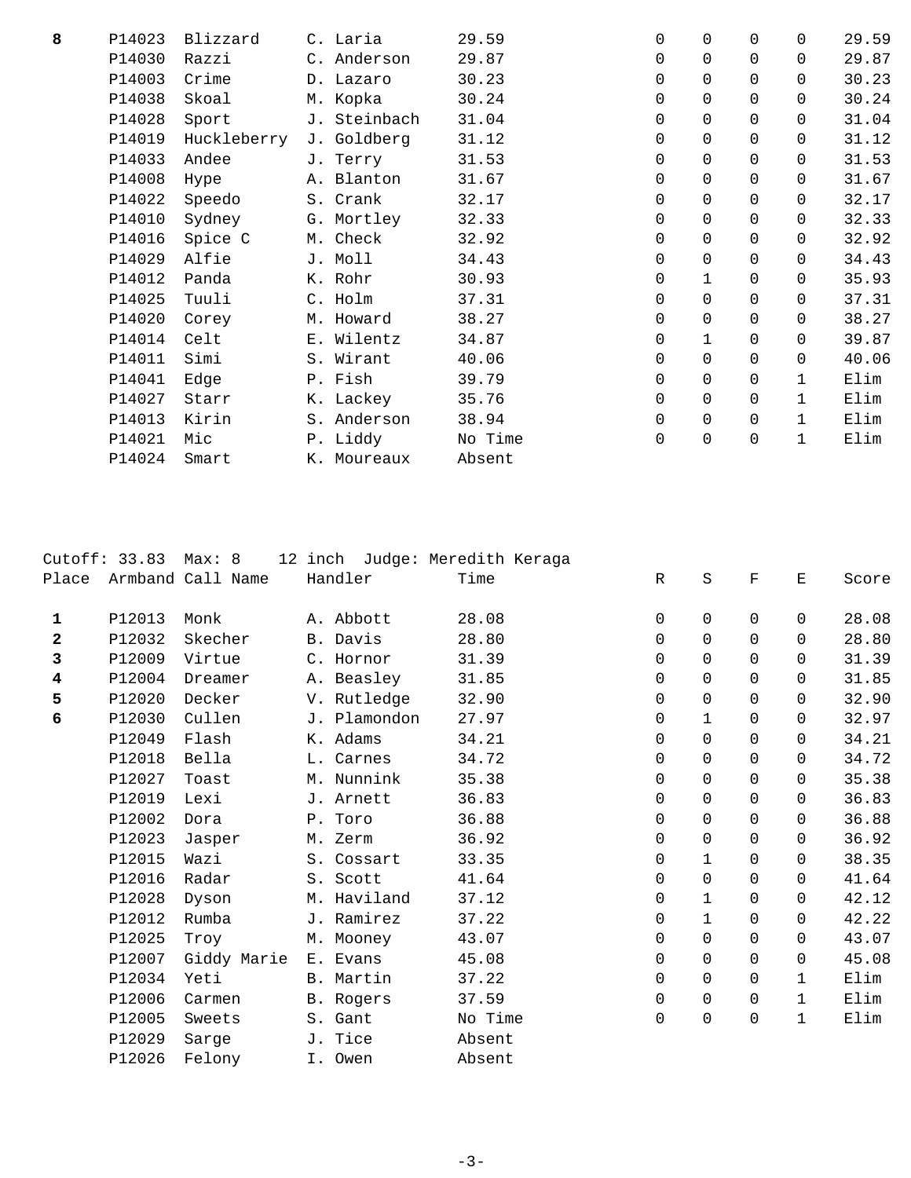| Place | Armband | Call Name | Handler | Time | R | S | F | E | Score |
|---|---|---|---|---|---|---|---|---|---|
| **8** | P14023 | Blizzard | C. Laria | 29.59 | 0 | 0 | 0 | 0 | 29.59 |
| | P14030 | Razzi | C. Anderson | 29.87 | 0 | 0 | 0 | 0 | 29.87 |
| | P14003 | Crime | D. Lazaro | 30.23 | 0 | 0 | 0 | 0 | 30.23 |
| | P14038 | Skoal | M. Kopka | 30.24 | 0 | 0 | 0 | 0 | 30.24 |
| | P14028 | Sport | J. Steinbach | 31.04 | 0 | 0 | 0 | 0 | 31.04 |
| | P14019 | Huckleberry | J. Goldberg | 31.12 | 0 | 0 | 0 | 0 | 31.12 |
| | P14033 | Andee | J. Terry | 31.53 | 0 | 0 | 0 | 0 | 31.53 |
| | P14008 | Hype | A. Blanton | 31.67 | 0 | 0 | 0 | 0 | 31.67 |
| | P14022 | Speedo | S. Crank | 32.17 | 0 | 0 | 0 | 0 | 32.17 |
| | P14010 | Sydney | G. Mortley | 32.33 | 0 | 0 | 0 | 0 | 32.33 |
| | P14016 | Spice C | M. Check | 32.92 | 0 | 0 | 0 | 0 | 32.92 |
| | P14029 | Alfie | J. Moll | 34.43 | 0 | 0 | 0 | 0 | 34.43 |
| | P14012 | Panda | K. Rohr | 30.93 | 0 | 1 | 0 | 0 | 35.93 |
| | P14025 | Tuuli | C. Holm | 37.31 | 0 | 0 | 0 | 0 | 37.31 |
| | P14020 | Corey | M. Howard | 38.27 | 0 | 0 | 0 | 0 | 38.27 |
| | P14014 | Celt | E. Wilentz | 34.87 | 0 | 1 | 0 | 0 | 39.87 |
| | P14011 | Simi | S. Wirant | 40.06 | 0 | 0 | 0 | 0 | 40.06 |
| | P14041 | Edge | P. Fish | 39.79 | 0 | 0 | 0 | 1 | Elim |
| | P14027 | Starr | K. Lackey | 35.76 | 0 | 0 | 0 | 1 | Elim |
| | P14013 | Kirin | S. Anderson | 38.94 | 0 | 0 | 0 | 1 | Elim |
| | P14021 | Mic | P. Liddy | No Time | 0 | 0 | 0 | 1 | Elim |
| | P14024 | Smart | K. Moureaux | Absent | | | | | |

Cutoff: 33.83 Max: 8 12 inch Judge: Meredith Keraga

| Place | Armband | Call Name | Handler | Time | R | S | F | E | Score |
|---|---|---|---|---|---|---|---|---|---|
| **1** | P12013 | Monk | A. Abbott | 28.08 | 0 | 0 | 0 | 0 | 28.08 |
| **2** | P12032 | Skecher | B. Davis | 28.80 | 0 | 0 | 0 | 0 | 28.80 |
| **3** | P12009 | Virtue | C. Hornor | 31.39 | 0 | 0 | 0 | 0 | 31.39 |
| **4** | P12004 | Dreamer | A. Beasley | 31.85 | 0 | 0 | 0 | 0 | 31.85 |
| **5** | P12020 | Decker | V. Rutledge | 32.90 | 0 | 0 | 0 | 0 | 32.90 |
| **6** | P12030 | Cullen | J. Plamondon | 27.97 | 0 | 1 | 0 | 0 | 32.97 |
| | P12049 | Flash | K. Adams | 34.21 | 0 | 0 | 0 | 0 | 34.21 |
| | P12018 | Bella | L. Carnes | 34.72 | 0 | 0 | 0 | 0 | 34.72 |
| | P12027 | Toast | M. Nunnink | 35.38 | 0 | 0 | 0 | 0 | 35.38 |
| | P12019 | Lexi | J. Arnett | 36.83 | 0 | 0 | 0 | 0 | 36.83 |
| | P12002 | Dora | P. Toro | 36.88 | 0 | 0 | 0 | 0 | 36.88 |
| | P12023 | Jasper | M. Zerm | 36.92 | 0 | 0 | 0 | 0 | 36.92 |
| | P12015 | Wazi | S. Cossart | 33.35 | 0 | 1 | 0 | 0 | 38.35 |
| | P12016 | Radar | S. Scott | 41.64 | 0 | 0 | 0 | 0 | 41.64 |
| | P12028 | Dyson | M. Haviland | 37.12 | 0 | 1 | 0 | 0 | 42.12 |
| | P12012 | Rumba | J. Ramirez | 37.22 | 0 | 1 | 0 | 0 | 42.22 |
| | P12025 | Troy | M. Mooney | 43.07 | 0 | 0 | 0 | 0 | 43.07 |
| | P12007 | Giddy Marie | E. Evans | 45.08 | 0 | 0 | 0 | 0 | 45.08 |
| | P12034 | Yeti | B. Martin | 37.22 | 0 | 0 | 0 | 1 | Elim |
| | P12006 | Carmen | B. Rogers | 37.59 | 0 | 0 | 0 | 1 | Elim |
| | P12005 | Sweets | S. Gant | No Time | 0 | 0 | 0 | 1 | Elim |
| | P12029 | Sarge | J. Tice | Absent | | | | | |
| | P12026 | Felony | I. Owen | Absent | | | | | |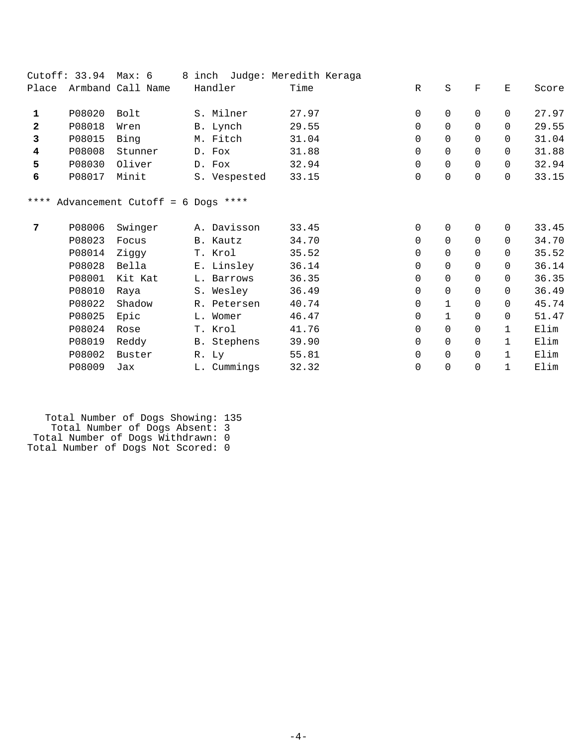Cutoff: 33.94 Max: 6 8 inch Judge: Meredith Keraga

| Place | Armband | Call Name | Handler | Time | R | S | F | E | Score |
|---|---|---|---|---|---|---|---|---|---|
| **1** | P08020 | Bolt | S. Milner | 27.97 | 0 | 0 | 0 | 0 | 27.97 |
| **2** | P08018 | Wren | B. Lynch | 29.55 | 0 | 0 | 0 | 0 | 29.55 |
| **3** | P08015 | Bing | M. Fitch | 31.04 | 0 | 0 | 0 | 0 | 31.04 |
| **4** | P08008 | Stunner | D. Fox | 31.88 | 0 | 0 | 0 | 0 | 31.88 |
| **5** | P08030 | Oliver | D. Fox | 32.94 | 0 | 0 | 0 | 0 | 32.94 |
| **6** | P08017 | Minit | S. Vespested | 33.15 | 0 | 0 | 0 | 0 | 33.15 |

**** Advancement Cutoff = 6 Dogs ****

| Place | Armband | Call Name | Handler | Time | R | S | F | E | Score |
|---|---|---|---|---|---|---|---|---|---|
| **7** | P08006 | Swinger | A. Davisson | 33.45 | 0 | 0 | 0 | 0 | 33.45 |
| | P08023 | Focus | B. Kautz | 34.70 | 0 | 0 | 0 | 0 | 34.70 |
| | P08014 | Ziggy | T. Krol | 35.52 | 0 | 0 | 0 | 0 | 35.52 |
| | P08028 | Bella | E. Linsley | 36.14 | 0 | 0 | 0 | 0 | 36.14 |
| | P08001 | Kit Kat | L. Barrows | 36.35 | 0 | 0 | 0 | 0 | 36.35 |
| | P08010 | Raya | S. Wesley | 36.49 | 0 | 0 | 0 | 0 | 36.49 |
| | P08022 | Shadow | R. Petersen | 40.74 | 0 | 1 | 0 | 0 | 45.74 |
| | P08025 | Epic | L. Womer | 46.47 | 0 | 1 | 0 | 0 | 51.47 |
| | P08024 | Rose | T. Krol | 41.76 | 0 | 0 | 0 | 1 | Elim |
| | P08019 | Reddy | B. Stephens | 39.90 | 0 | 0 | 0 | 1 | Elim |
| | P08002 | Buster | R. Ly | 55.81 | 0 | 0 | 0 | 1 | Elim |
| | P08009 | Jax | L. Cummings | 32.32 | 0 | 0 | 0 | 1 | Elim |

Total Number of Dogs Showing: 135
Total Number of Dogs Absent: 3
Total Number of Dogs Withdrawn: 0
Total Number of Dogs Not Scored: 0